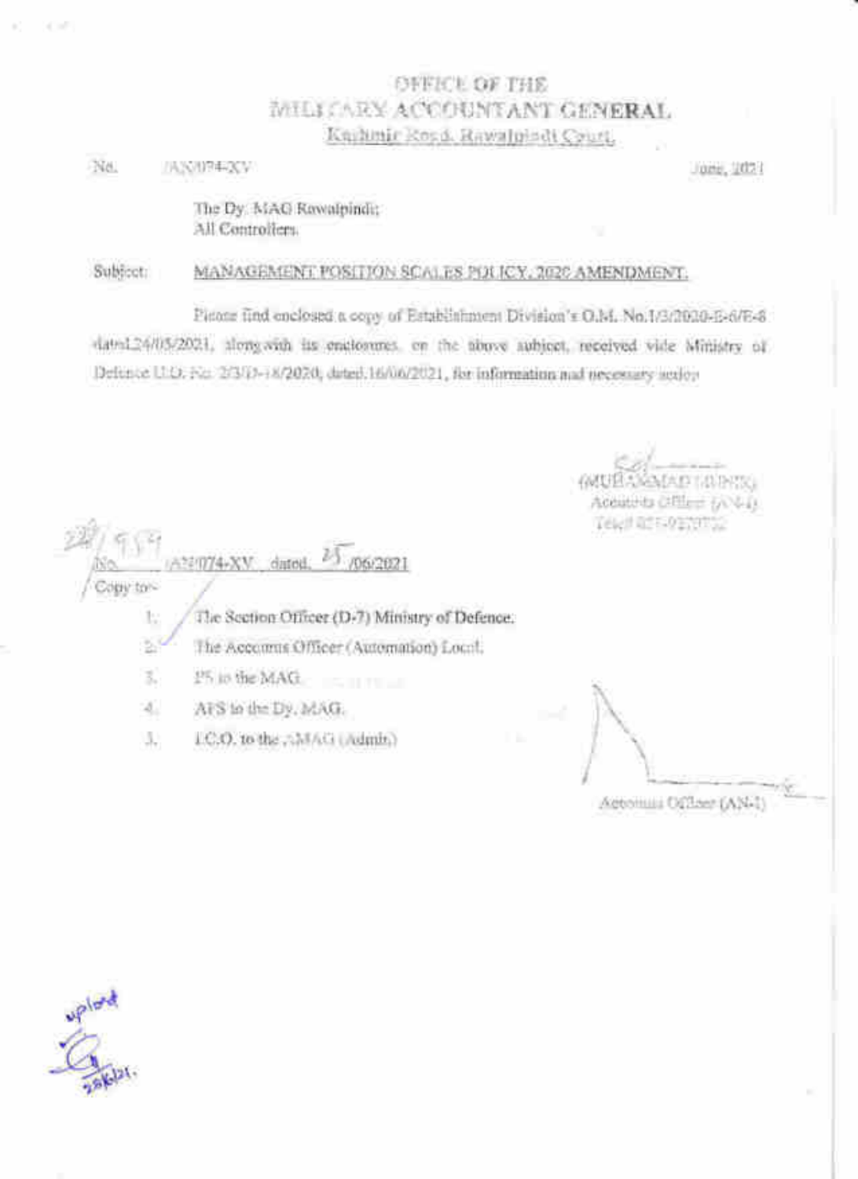OFFICE OF THE
MILITARY ACCOUNTANT GENERAL
Kashmir Road, Rawalpindi Cantt.

No. /AN/074-XV June, 2021

The Dy. MAG Rawalpindi;
All Controllers.

Subject: MANAGEMENT POSITION SCALES POLICY, 2020 AMENDMENT.

Please find enclosed a copy of Establishment Division's O.M. No.1/3/2020-E-6/E-8 dated 24/05/2021, along with its enclosures, on the above subject, received vide Ministry of Defence U.O. No. 2/3/D-18/2020, dated 16/06/2021, for information and necessary action.

(MUHAMMAD MUNIR)
Accounts Officer (AN-I)
Tel# 051-9270772

No. 959 /AN/074-XV dated. 25/06/2021

Copy to:-

1. The Section Officer (D-7) Ministry of Defence.
2. The Accounts Officer (Automation) Local.
3. PS to the MAG.
4. APS to the Dy. MAG.
5. I.C.O. to the AMAG (Admin.)

Accounts Officer (AN-I)

upload
28/6/21.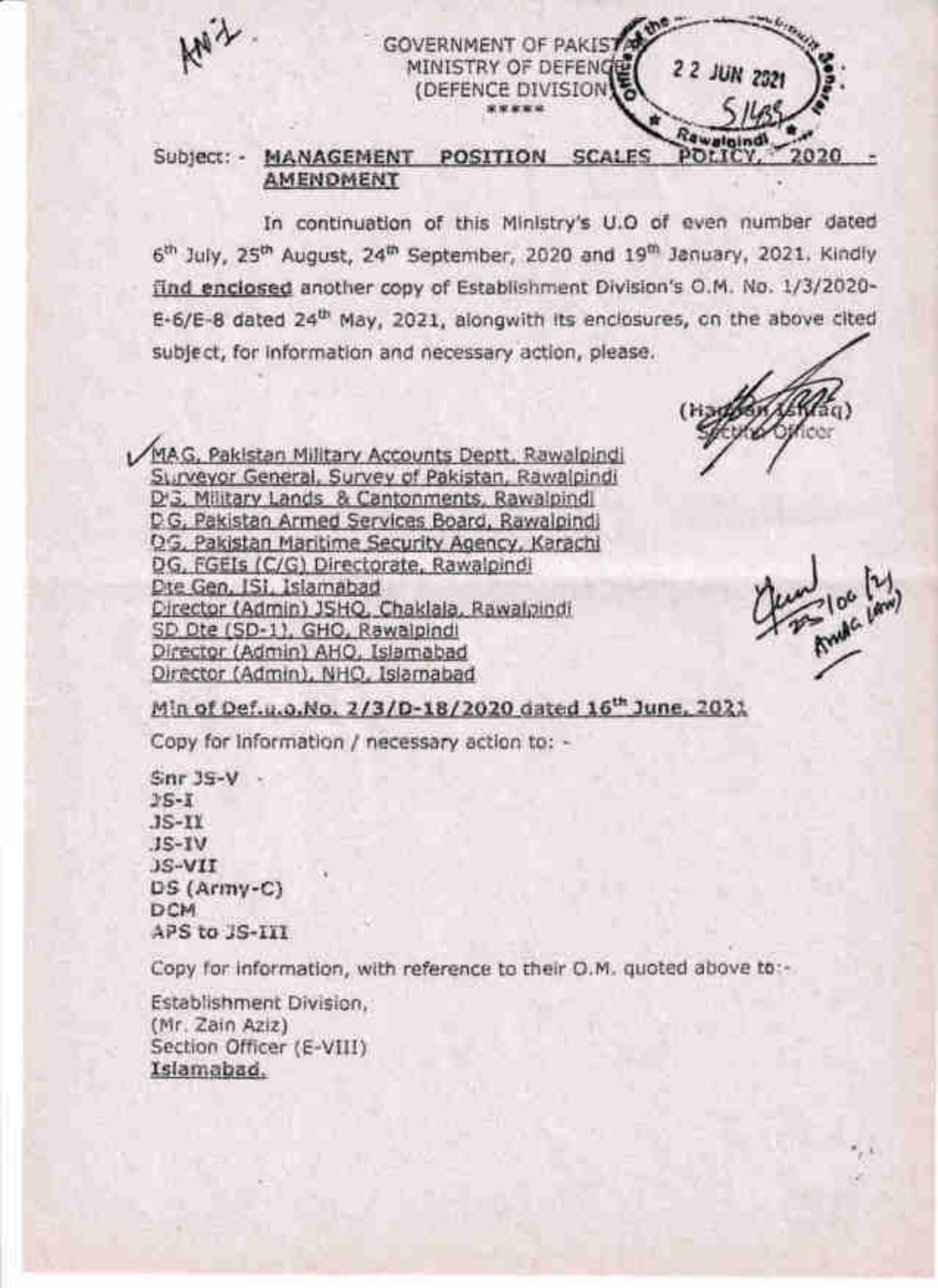GOVERNMENT OF PAKISTAN
MINISTRY OF DEFENCE
(DEFENCE DIVISION)
\*\*\*\*\*

Subject: - **MANAGEMENT POSITION SCALES POLICY, 2020 - AMENDMENT**

In continuation of this Ministry's U.O of even number dated 6th July, 25th August, 24th September, 2020 and 19th January, 2021. Kindly find enclosed another copy of Establishment Division's O.M. No. 1/3/2020-E-6/E-8 dated 24th May, 2021, alongwith its enclosures, on the above cited subject, for information and necessary action, please.

(Hassan Ishfaq)
Section Officer

MAG, Pakistan Military Accounts Deptt. Rawalpindi
Surveyor General, Survey of Pakistan, Rawalpindi
DG, Military Lands & Cantonments, Rawalpindi
D.G, Pakistan Armed Services Board, Rawalpindi
DG, Pakistan Maritime Security Agency, Karachi
DG, FGEIs (C/G) Directorate, Rawalpindi
Dte Gen, ISI, Islamabad
Director (Admin) JSHQ, Chaklala, Rawalpindi
SD Dte (SD-1), GHQ, Rawalpindi
Director (Admin) AHQ, Islamabad
Director (Admin), NHQ, Islamabad

Min of Def.u.o.No. 2/3/D-18/2020 dated 16th June, 2021

Copy for information / necessary action to: -

Snr JS-V
JS-I
JS-II
JS-IV
JS-VII
DS (Army-C)
DCM
APS to JS-III

Copy for information, with reference to their O.M. quoted above to:-

Establishment Division,
(Mr. Zain Aziz)
Section Officer (E-VIII)
Islamabad.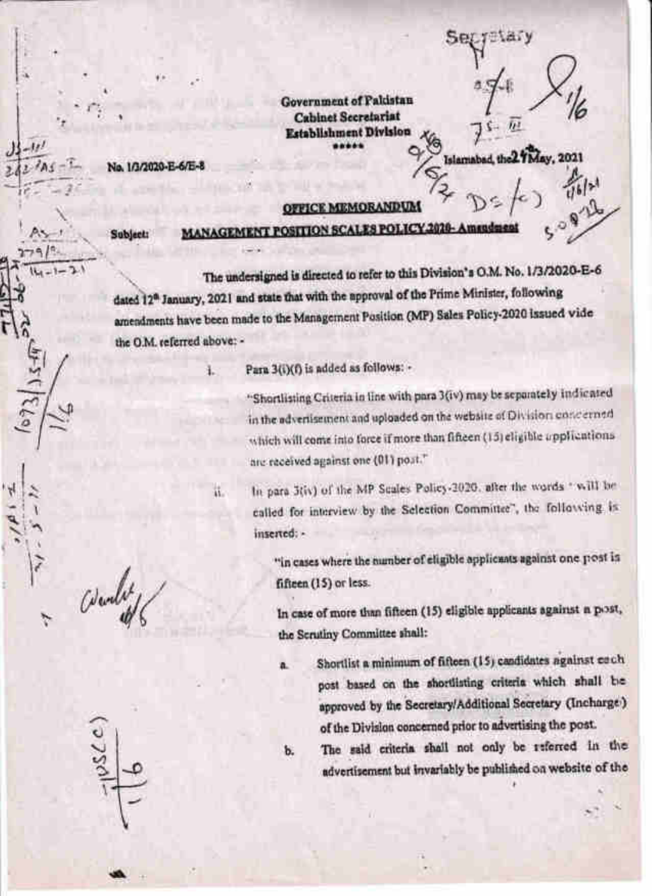**Government of Pakistan**
**Cabinet Secretariat**
**Establishment Division**

\*\*\*\*\*

No. 1/3/2020-E-6/E-8

Islamabad, the 24th May, 2021

## OFFICE MEMORANDUM

**Subject: MANAGEMENT POSITION SCALES POLICY 2020- Amendment**

---

The undersigned is directed to refer to this Division's O.M. No. 1/3/2020-E-6 dated 12th January, 2021 and state that with the approval of the Prime Minister, following amendments have been made to the Management Position (MP) Sales Policy-2020 issued vide the O.M. referred above: -

i. Para 3(i)(f) is added as follows: -

"Shortlisting Criteria in line with para 3(iv) may be separately indicated in the advertisement and uploaded on the website of Division concerned which will come into force if more than fifteen (15) eligible applications are received against one (01) post."

ii. In para 3(iv) of the MP Scales Policy-2020, after the words "will be called for interview by the Selection Committee", the following is inserted: -

"in cases where the number of eligible applicants against one post is fifteen (15) or less.

In case of more than fifteen (15) eligible applicants against a post, the Scrutiny Committee shall:

a. Shortlist a minimum of fifteen (15) candidates against each post based on the shortlisting criteria which shall be approved by the Secretary/Additional Secretary (Incharge) of the Division concerned prior to advertising the post.

b. The said criteria shall not only be referred in the advertisement but invariably be published on website of the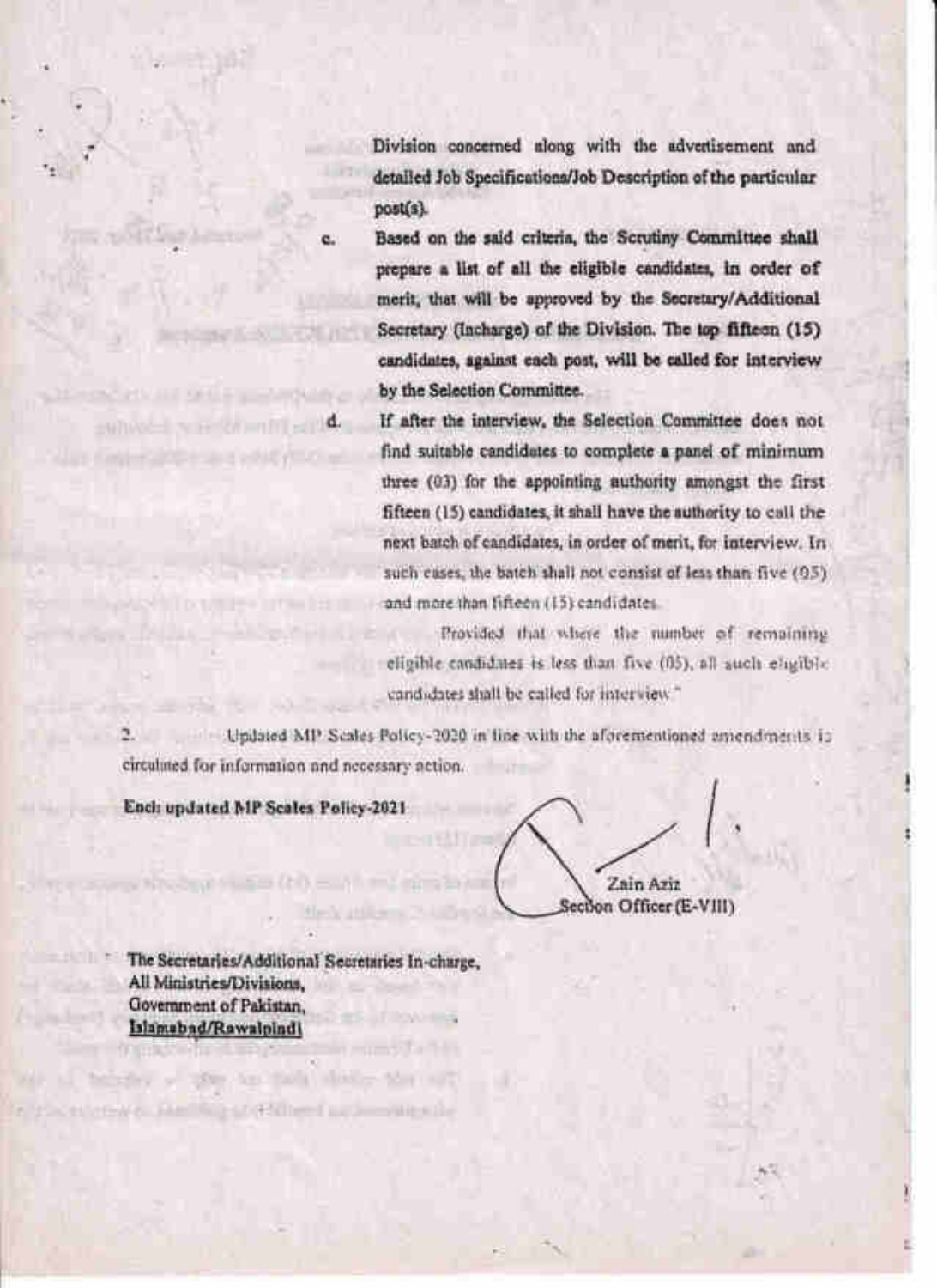Division concerned along with the advertisement and detailed Job Specifications/Job Description of the particular post(s).

c. Based on the said criteria, the Scrutiny Committee shall prepare a list of all the eligible candidates, in order of merit, that will be approved by the Secretary/Additional Secretary (Incharge) of the Division. The top fifteen (15) candidates, against each post, will be called for interview by the Selection Committee.

d. If after the interview, the Selection Committee does not find suitable candidates to complete a panel of minimum three (03) for the appointing authority amongst the first fifteen (15) candidates, it shall have the authority to call the next batch of candidates, in order of merit, for interview. In such cases, the batch shall not consist of less than five (05) and more than fifteen (15) candidates.

Provided that where the number of remaining eligible candidates is less than five (05), all such eligible candidates shall be called for interview."

2. Updated MP Scales Policy-2020 in line with the aforementioned amendments is circulated for information and necessary action.

**Encl: updated MP Scales Policy-2021**

Zain Aziz
Section Officer (E-VIII)

The Secretaries/Additional Secretaries In-charge,
All Ministries/Divisions,
Government of Pakistan,
Islamabad/Rawalpindi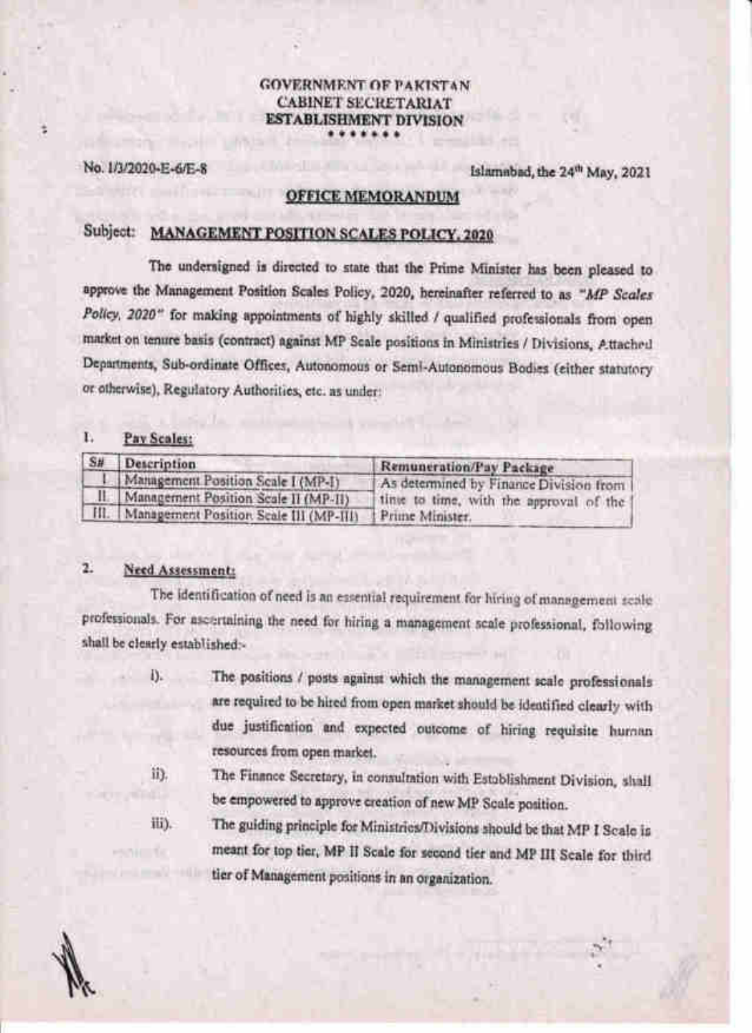**GOVERNMENT OF PAKISTAN**
**CABINET SECRETARIAT**
**ESTABLISHMENT DIVISION**

\*\*\*\*\*\*\*

No. 1/3/2020-E-6/E-8

Islamabad, the 24th May, 2021

**OFFICE MEMORANDUM**

Subject: **MANAGEMENT POSITION SCALES POLICY, 2020**

The undersigned is directed to state that the Prime Minister has been pleased to approve the Management Position Scales Policy, 2020, hereinafter referred to as *"MP Scales Policy, 2020"* for making appointments of highly skilled / qualified professionals from open market on tenure basis (contract) against MP Scale positions in Ministries / Divisions, Attached Departments, Sub-ordinate Offices, Autonomous or Semi-Autonomous Bodies (either statutory or otherwise), Regulatory Authorities, etc. as under:

1. **Pay Scales:**

| S# | Description | Remuneration/Pay Package |
|---|---|---|
| I | Management Position Scale I (MP-I) | As determined by Finance Division from time to time, with the approval of the Prime Minister. |
| II | Management Position Scale II (MP-II) | |
| III. | Management Position Scale III (MP-III) | |

2. **Need Assessment:**

The identification of need is an essential requirement for hiring of management scale professionals. For ascertaining the need for hiring a management scale professional, following shall be clearly established:-

i). The positions / posts against which the management scale professionals are required to be hired from open market should be identified clearly with due justification and expected outcome of hiring requisite human resources from open market.

ii). The Finance Secretary, in consultation with Establishment Division, shall be empowered to approve creation of new MP Scale position.

iii). The guiding principle for Ministries/Divisions should be that MP I Scale is meant for top tier, MP II Scale for second tier and MP III Scale for third tier of Management positions in an organization.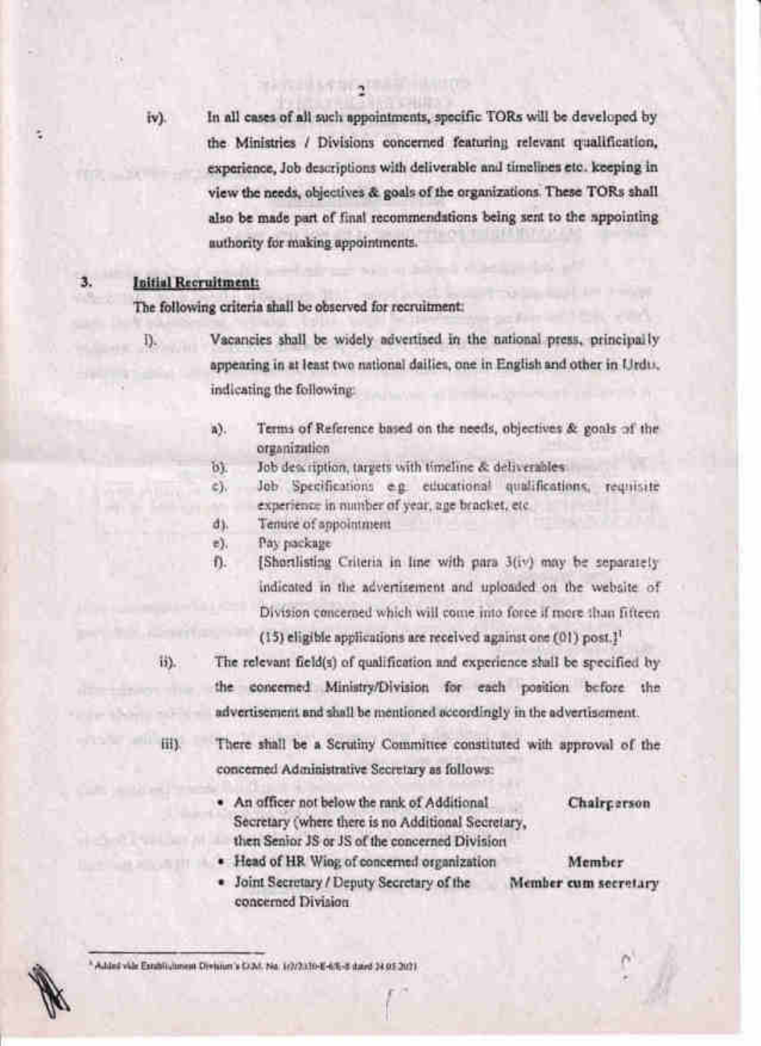iv). In all cases of all such appointments, specific TORs will be developed by the Ministries / Divisions concerned featuring relevant qualification, experience, Job descriptions with deliverable and timelines etc. keeping in view the needs, objectives & goals of the organizations. These TORs shall also be made part of final recommendations being sent to the appointing authority for making appointments.

## 3. Initial Recruitment:

The following criteria shall be observed for recruitment:

I). Vacancies shall be widely advertised in the national press, principally appearing in at least two national dailies, one in English and other in Urdu, indicating the following:

- a). Terms of Reference based on the needs, objectives & goals of the organization
- b). Job description, targets with timeline & deliverables
- c). Job Specifications e.g. educational qualifications, requisite experience in number of year, age bracket, etc.
- d). Tenure of appointment
- e). Pay package
- f). [Shortlisting Criteria in line with para 3(iv) may be separately indicated in the advertisement and uploaded on the website of Division concerned which will come into force if more than fifteen (15) eligible applications are received against one (01) post.][1]

ii). The relevant field(s) of qualification and experience shall be specified by the concerned Ministry/Division for each position before the advertisement and shall be mentioned accordingly in the advertisement.

iii). There shall be a Scrutiny Committee constituted with approval of the concerned Administrative Secretary as follows:

| | |
|---|---|
| An officer not below the rank of Additional Secretary (where there is no Additional Secretary, then Senior JS or JS of the concerned Division | **Chairperson** |
| Head of HR Wing of concerned organization | **Member** |
| Joint Secretary / Deputy Secretary of the concerned Division | **Member cum secretary** |

---

[1] Added vide Establishment Division's O.M. No. 1(2)2/20-E-6/E-8 dated 24.05.2021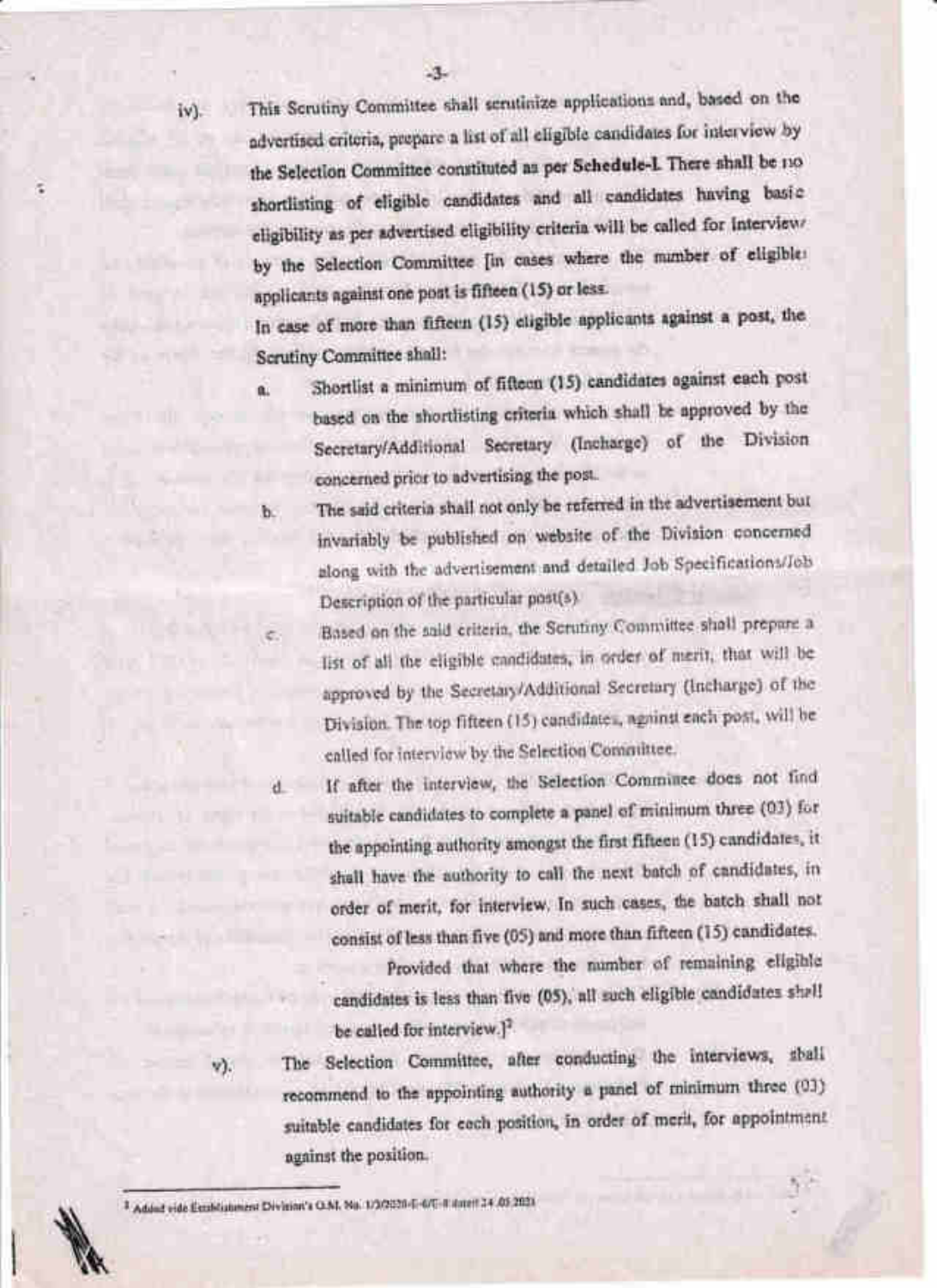iv). This Scrutiny Committee shall scrutinize applications and, based on the advertised criteria, prepare a list of all eligible candidates for interview by the Selection Committee constituted as per **Schedule-I**. There shall be no shortlisting of eligible candidates and all candidates having basic eligibility as per advertised eligibility criteria will be called for interview by the Selection Committee [in cases where the number of eligible applicants against one post is fifteen (15) or less.

In case of more than fifteen (15) eligible applicants against a post, the Scrutiny Committee shall:

a. Shortlist a minimum of fifteen (15) candidates against each post based on the shortlisting criteria which shall be approved by the Secretary/Additional Secretary (Incharge) of the Division concerned prior to advertising the post.

b. The said criteria shall not only be referred in the advertisement but invariably be published on website of the Division concerned along with the advertisement and detailed Job Specifications/Job Description of the particular post(s).

c. Based on the said criteria, the Scrutiny Committee shall prepare a list of all the eligible candidates, in order of merit, that will be approved by the Secretary/Additional Secretary (Incharge) of the Division. The top fifteen (15) candidates, against each post, will be called for interview by the Selection Committee.

d. If after the interview, the Selection Committee does not find suitable candidates to complete a panel of minimum three (03) for the appointing authority amongst the first fifteen (15) candidates, it shall have the authority to call the next batch of candidates, in order of merit, for interview. In such cases, the batch shall not consist of less than five (05) and more than fifteen (15) candidates.

Provided that where the number of remaining eligible candidates is less than five (05), all such eligible candidates shall be called for interview.][2]

v). The Selection Committee, after conducting the interviews, shall recommend to the appointing authority a panel of minimum three (03) suitable candidates for each position, in order of merit, for appointment against the position.

---

[2] Added vide Establishment Division's O.M. No. 1/3/2020-E-6/E-8 dated 24.05.2021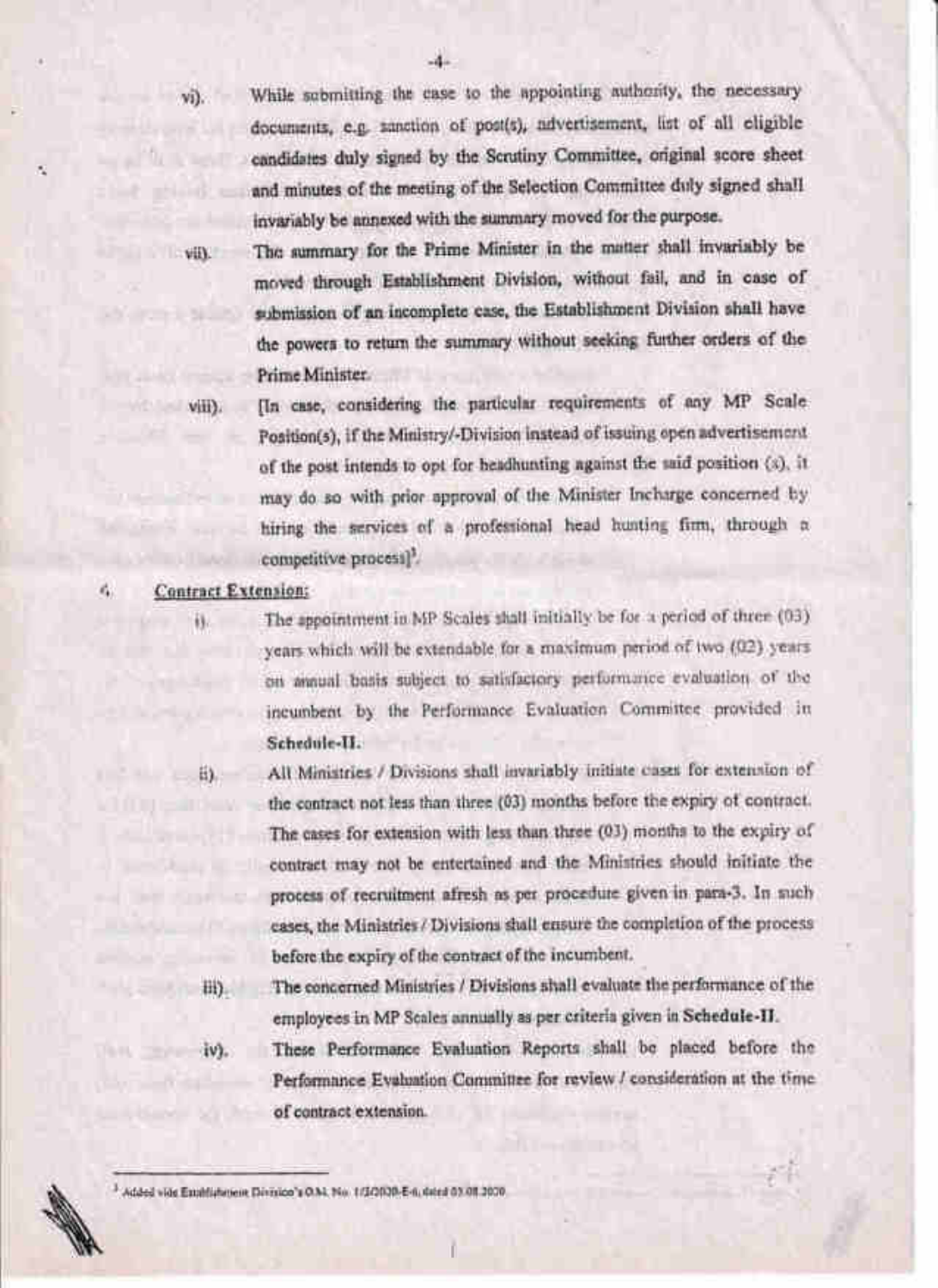vi). While submitting the case to the appointing authority, the necessary documents, e.g. sanction of post(s), advertisement, list of all eligible candidates duly signed by the Scrutiny Committee, original score sheet and minutes of the meeting of the Selection Committee duly signed shall invariably be annexed with the summary moved for the purpose.

vii). The summary for the Prime Minister in the matter shall invariably be moved through Establishment Division, without fail, and in case of submission of an incomplete case, the Establishment Division shall have the powers to return the summary without seeking further orders of the Prime Minister.

viii). [In case, considering the particular requirements of any MP Scale Position(s), if the Ministry/-Division instead of issuing open advertisement of the post intends to opt for headhunting against the said position (s), it may do so with prior approval of the Minister Incharge concerned by hiring the services of a professional head hunting firm, through a competitive process][3].

6. **Contract Extension:**

i). The appointment in MP Scales shall initially be for a period of three (03) years which will be extendable for a maximum period of two (02) years on annual basis subject to satisfactory performance evaluation of the incumbent by the Performance Evaluation Committee provided in **Schedule-II.**

ii). All Ministries / Divisions shall invariably initiate cases for extension of the contract not less than three (03) months before the expiry of contract. The cases for extension with less than three (03) months to the expiry of contract may not be entertained and the Ministries should initiate the process of recruitment afresh as per procedure given in para-3. In such cases, the Ministries / Divisions shall ensure the completion of the process before the expiry of the contract of the incumbent.

iii). The concerned Ministries / Divisions shall evaluate the performance of the employees in MP Scales annually as per criteria given in **Schedule-II.**

iv). These Performance Evaluation Reports shall be placed before the Performance Evaluation Committee for review / consideration at the time of contract extension.

---

[3] Added vide Establishment Division's O.M. No. 1/2/2020-E-6, dated 03.08.2020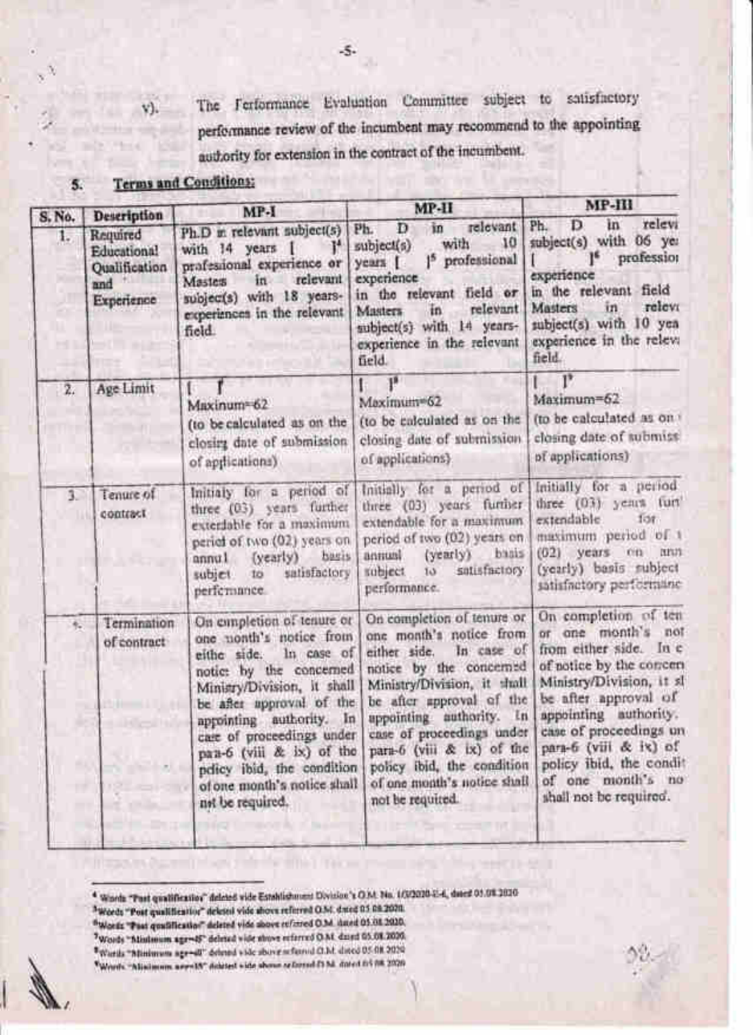v). The Performance Evaluation Committee subject to satisfactory performance review of the incumbent may recommend to the appointing authority for extension in the contract of the incumbent.

5. **Terms and Conditions:**

| S. No. | Description | MP-I | MP-II | MP-III |
|---|---|---|---|---|
| 1. | Required Educational Qualification and Experience | Ph.D in relevant subject(s) with 14 years [ ][4] professional experience or Masters in relevant subject(s) with 18 years-experiences in the relevant field. | Ph. D in relevant subject(s) with 10 years [ ][5] professional experience in the relevant field or Masters in relevant subject(s) with 14 years-experience in the relevant field. | Ph. D in relevant subject(s) with 06 years [ ][6] professional experience in the relevant field Masters in relevant subject(s) with 10 years experience in the relevant field. |
| 2. | Age Limit | [ ][7] Maximum=62 (to be calculated as on the closing date of submission of applications) | [ ][8] Maximum=62 (to be calculated as on the closing date of submission of applications) | [ ][9] Maximum=62 (to be calculated as on the closing date of submission of applications) |
| 3. | Tenure of contract | Initially for a period of three (03) years further extendable for a maximum period of two (02) years on annual (yearly) basis subject to satisfactory performance. | Initially for a period of three (03) years further extendable for a maximum period of two (02) years on annual (yearly) basis subject to satisfactory performance. | Initially for a period of three (03) years further extendable for maximum period of two (02) years on annual (yearly) basis subject to satisfactory performance |
| 4. | Termination of contract | On completion of tenure or one month's notice from either side. In case of notice by the concerned Ministry/Division, it shall be after approval of the appointing authority. In case of proceedings under para-6 (viii & ix) of the policy ibid, the condition of one month's notice shall not be required. | On completion of tenure or one month's notice from either side. In case of notice by the concerned Ministry/Division, it shall be after approval of the appointing authority. In case of proceedings under para-6 (viii & ix) of the policy ibid, the condition of one month's notice shall not be required. | On completion of tenure or one month's notice from either side. In case of notice by the concerned Ministry/Division, it shall be after approval of the appointing authority. In case of proceedings under para-6 (viii & ix) of the policy ibid, the condition of one month's notice shall not be required. |

[4] Words "Post qualification" deleted vide Establishment Division's O.M. No. 1/3/2020-E-6, dated 05.08.2020

[5] Words "Post qualification" deleted vide above referred O.M. dated 05.08.2020.

[6] Words "Post qualification" deleted vide above referred O.M. dated 05.08.2020.

[7] Words "Minimum age=45" deleted vide above referred O.M. dated 05.08.2020.

[8] Words "Minimum age=40" deleted vide above referred O.M. dated 05.08.2020

[9] Words "Minimum age=35" deleted vide above referred O.M. dated 05.08.2020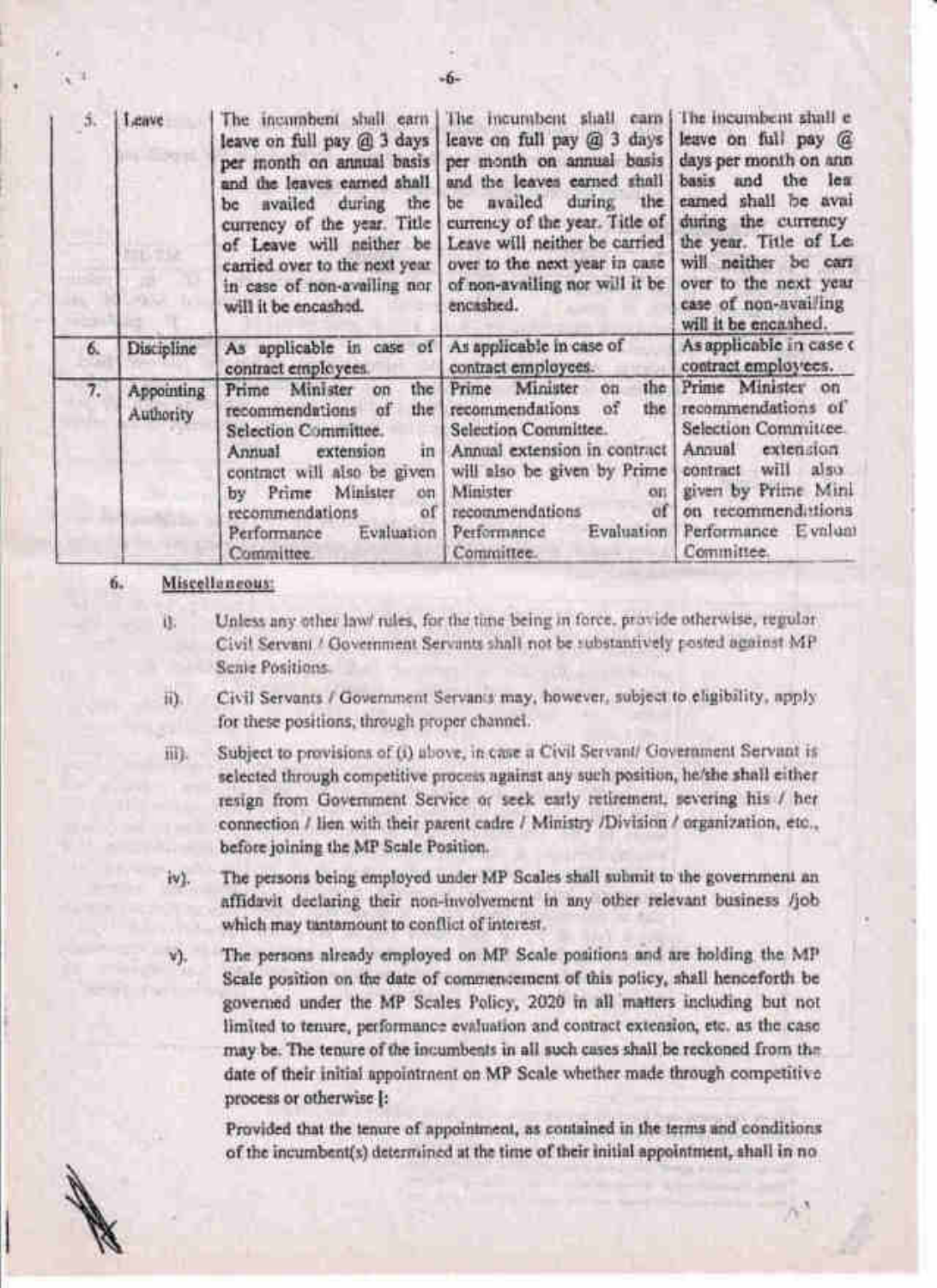| 5. | Leave | The incumbent shall earn leave on full pay @ 3 days per month on annual basis and the leaves earned shall be availed during the currency of the year. Title of Leave will neither be carried over to the next year in case of non-availing nor will it be encashed. | The incumbent shall earn leave on full pay @ 3 days per month on annual basis and the leaves earned shall be availed during the currency of the year. Title of Leave will neither be carried over to the next year in case of non-availing nor will it be encashed. | The incumbent shall e leave on full pay @ days per month on ann basis and the lea earned shall be avai during the currency the year. Title of Le will neither be carr over to the next year case of non-availing will it be encashed. |
|---|---|---|---|---|
| 6. | Discipline | As applicable in case of contract employees. | As applicable in case of contract employees. | As applicable in case c contract employees. |
| 7. | Appointing Authority | Prime Minister on the recommendations of the Selection Committee. Annual extension in contract will also be given by Prime Minister on recommendations of Performance Evaluation Committee. | Prime Minister on the recommendations of the Selection Committee. Annual extension in contract will also be given by Prime Minister on recommendations of Performance Evaluation Committee. | Prime Minister on recommendations of Selection Committee. Annual extension contract will also given by Prime Mini on recommendations Performance Evaluat Committee. |

6. **Miscellaneous:**

i). Unless any other law/ rules, for the time being in force, provide otherwise, regular Civil Servant / Government Servants shall not be substantively posted against MP Scale Positions.

ii). Civil Servants / Government Servants may, however, subject to eligibility, apply for these positions, through proper channel.

iii). Subject to provisions of (i) above, in case a Civil Servant/ Government Servant is selected through competitive process against any such position, he/she shall either resign from Government Service or seek early retirement, severing his / her connection / lien with their parent cadre / Ministry /Division / organization, etc., before joining the MP Scale Position.

iv). The persons being employed under MP Scales shall submit to the government an affidavit declaring their non-involvement in any other relevant business /job which may tantamount to conflict of interest.

v). The persons already employed on MP Scale positions and are holding the MP Scale position on the date of commencement of this policy, shall henceforth be governed under the MP Scales Policy, 2020 in all matters including but not limited to tenure, performance evaluation and contract extension, etc. as the case may be. The tenure of the incumbents in all such cases shall be reckoned from the date of their initial appointment on MP Scale whether made through competitive process or otherwise [:

Provided that the tenure of appointment, as contained in the terms and conditions of the incumbent(s) determined at the time of their initial appointment, shall in no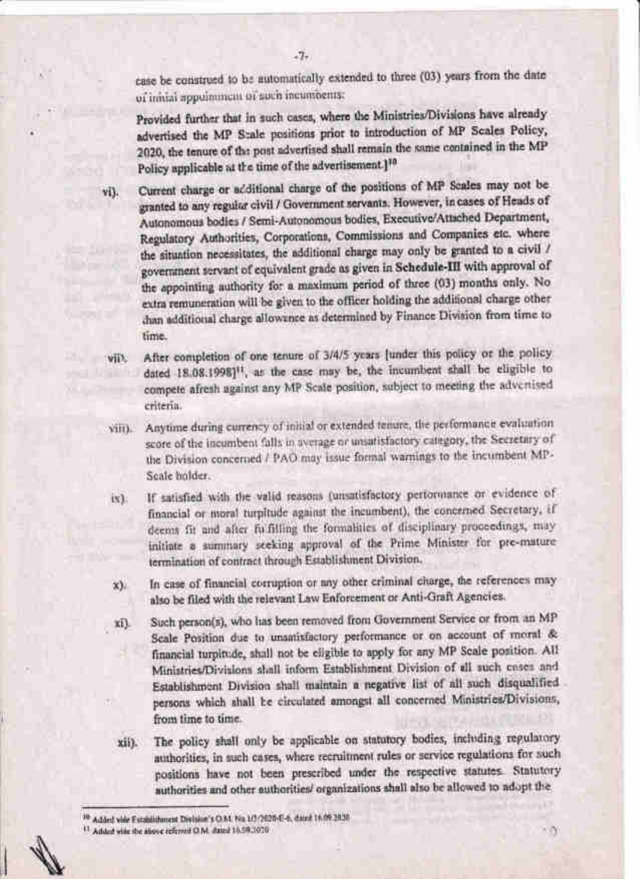case be construed to be automatically extended to three (03) years from the date of initial appointment of such incumbents:

Provided further that in such cases, where the Ministries/Divisions have already advertised the MP Scale positions prior to introduction of MP Scales Policy, 2020, the tenure of the post advertised shall remain the same contained in the MP Policy applicable at the time of the advertisement.][10]

vi). Current charge or additional charge of the positions of MP Scales may not be granted to any regular civil / Government servants. However, in cases of Heads of Autonomous bodies / Semi-Autonomous bodies, Executive/Attached Department, Regulatory Authorities, Corporations, Commissions and Companies etc. where the situation necessitates, the additional charge may only be granted to a civil / government servant of equivalent grade as given in **Schedule-III** with approval of the appointing authority for a maximum period of three (03) months only. No extra remuneration will be given to the officer holding the additional charge other than additional charge allowance as determined by Finance Division from time to time.

vii). After completion of one tenure of 3/4/5 years [under this policy or the policy dated 18.08.1998][11], as the case may be, the incumbent shall be eligible to compete afresh against any MP Scale position, subject to meeting the advertised criteria.

viii). Anytime during currency of initial or extended tenure, the performance evaluation score of the incumbent falls in average or unsatisfactory category, the Secretary of the Division concerned / PAO may issue formal warnings to the incumbent MP-Scale holder.

ix). If satisfied with the valid reasons (unsatisfactory performance or evidence of financial or moral turpitude against the incumbent), the concerned Secretary, if deems fit and after fulfilling the formalities of disciplinary proceedings, may initiate a summary seeking approval of the Prime Minister for pre-mature termination of contract through Establishment Division.

x). In case of financial corruption or any other criminal charge, the references may also be filed with the relevant Law Enforcement or Anti-Graft Agencies.

xi). Such person(s), who has been removed from Government Service or from an MP Scale Position due to unsatisfactory performance or on account of moral & financial turpitude, shall not be eligible to apply for any MP Scale position. All Ministries/Divisions shall inform Establishment Division of all such cases and Establishment Division shall maintain a negative list of all such disqualified persons which shall be circulated amongst all concerned Ministries/Divisions, from time to time.

xii). The policy shall only be applicable on statutory bodies, including regulatory authorities, in such cases, where recruitment rules or service regulations for such positions have not been prescribed under the respective statutes. Statutory authorities and other authorities/ organizations shall also be allowed to adopt the

---

[10] Added vide Establishment Division's O.M. No.1/3/2020-E-6, dated 16.09.2020

[11] Added vide the above referred O.M. dated 16.09.2020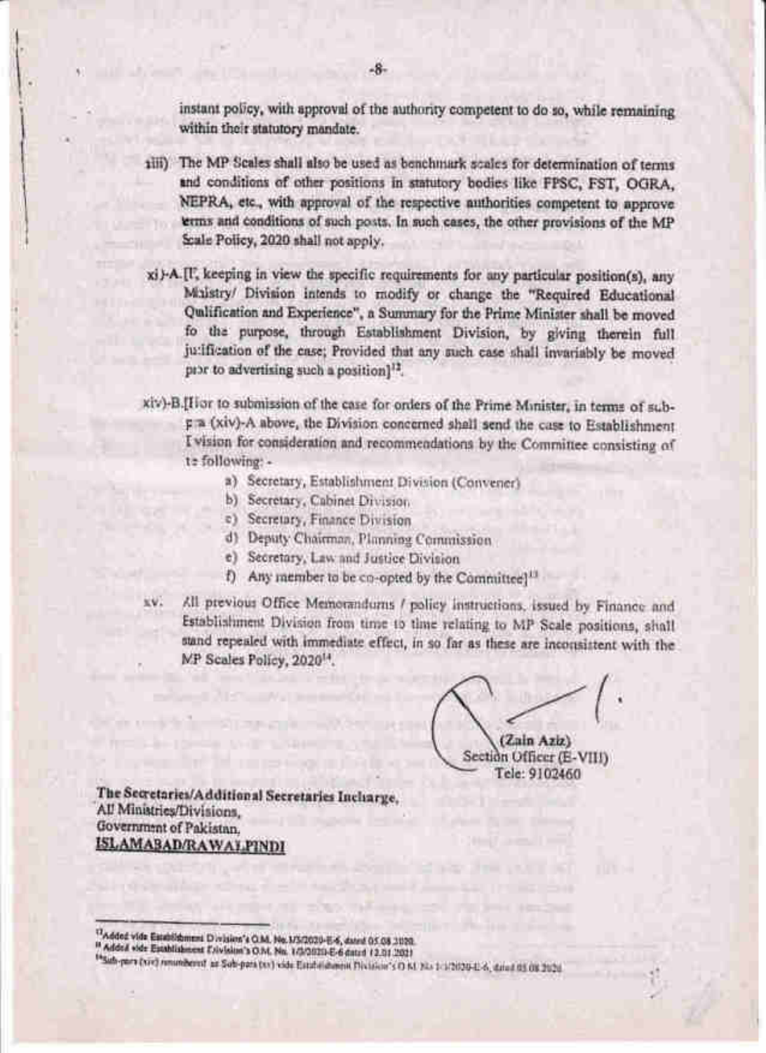instant policy, with approval of the authority competent to do so, while remaining within their statutory mandate.

xiii) The MP Scales shall also be used as benchmark scales for determination of terms and conditions of other positions in statutory bodies like FPSC, FST, OGRA, NEPRA, etc., with approval of the respective authorities competent to approve terms and conditions of such posts. In such cases, the other provisions of the MP Scale Policy, 2020 shall not apply.

xiv)-A.[If, keeping in view the specific requirements for any particular position(s), any Ministry/ Division intends to modify or change the "Required Educational Qualification and Experience", a Summary for the Prime Minister shall be moved for the purpose, through Establishment Division, by giving therein full justification of the case; Provided that any such case shall invariably be moved prior to advertising such a position][12].

xiv)-B.[Prior to submission of the case for orders of the Prime Minister, in terms of sub-para (xiv)-A above, the Division concerned shall send the case to Establishment Division for consideration and recommendations by the Committee consisting of the following: -

a) Secretary, Establishment Division (Convener)
b) Secretary, Cabinet Division
c) Secretary, Finance Division
d) Deputy Chairman, Planning Commission
e) Secretary, Law and Justice Division
f) Any member to be co-opted by the Committee][13]

xv. All previous Office Memorandums / policy instructions, issued by Finance and Establishment Division from time to time relating to MP Scale positions, shall stand repealed with immediate effect, in so far as these are inconsistent with the MP Scales Policy, 2020[14].

(Zain Aziz)
Section Officer (E-VIII)
Tele: 9102460

**The Secretaries/Additional Secretaries Incharge,**
All Ministries/Divisions,
Government of Pakistan,
**ISLAMABAD/RAWALPINDI**

---

[12] Added vide Establishment Division's O.M. No. 1/3/2020-E-6, dated 05.08.2020.
[13] Added vide Establishment Division's O.M. No. 1/3/2020-E-6 dated 12.01.2021
[14] Sub-para (xiv) renumbered as Sub-para (xv) vide Establishment Division's O.M. No. 1/3/2020-E-6, dated 05.08.2020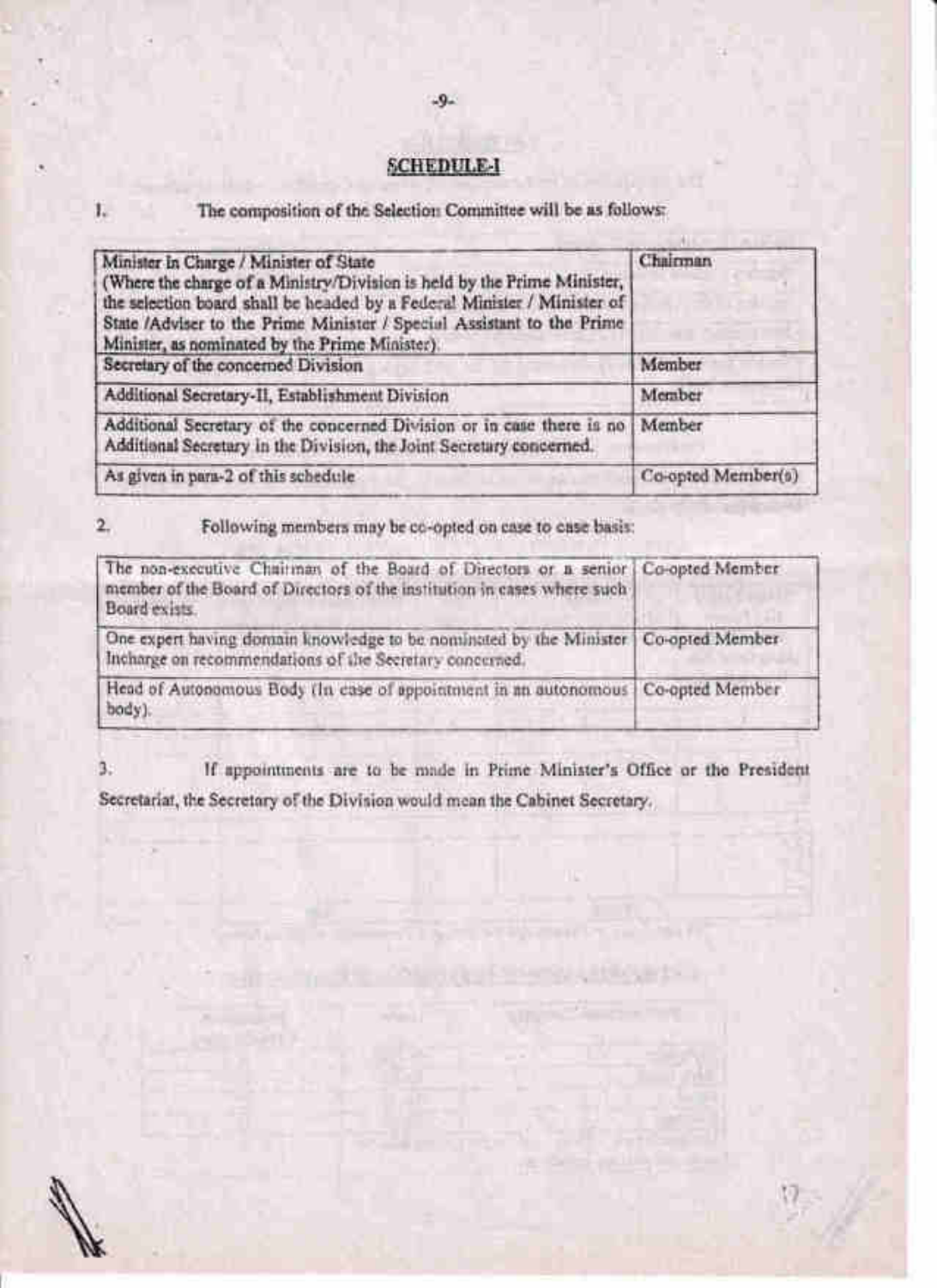## SCHEDULE-I

1. The composition of the Selection Committee will be as follows:

| | |
|---|---|
| Minister In Charge / Minister of State (Where the charge of a Ministry/Division is held by the Prime Minister, the selection board shall be headed by a Federal Minister / Minister of State /Adviser to the Prime Minister / Special Assistant to the Prime Minister, as nominated by the Prime Minister). | Chairman |
| Secretary of the concerned Division | Member |
| Additional Secretary-II, Establishment Division | Member |
| Additional Secretary of the concerned Division or in case there is no Additional Secretary in the Division, the Joint Secretary concerned. | Member |
| As given in para-2 of this schedule | Co-opted Member(s) |

2. Following members may be co-opted on case to case basis:

| | |
|---|---|
| The non-executive Chairman of the Board of Directors or a senior member of the Board of Directors of the institution in cases where such Board exists. | Co-opted Member |
| One expert having domain knowledge to be nominated by the Minister Incharge on recommendations of the Secretary concerned. | Co-opted Member |
| Head of Autonomous Body (In case of appointment in an autonomous body). | Co-opted Member |

3. If appointments are to be made in Prime Minister's Office or the President Secretariat, the Secretary of the Division would mean the Cabinet Secretary.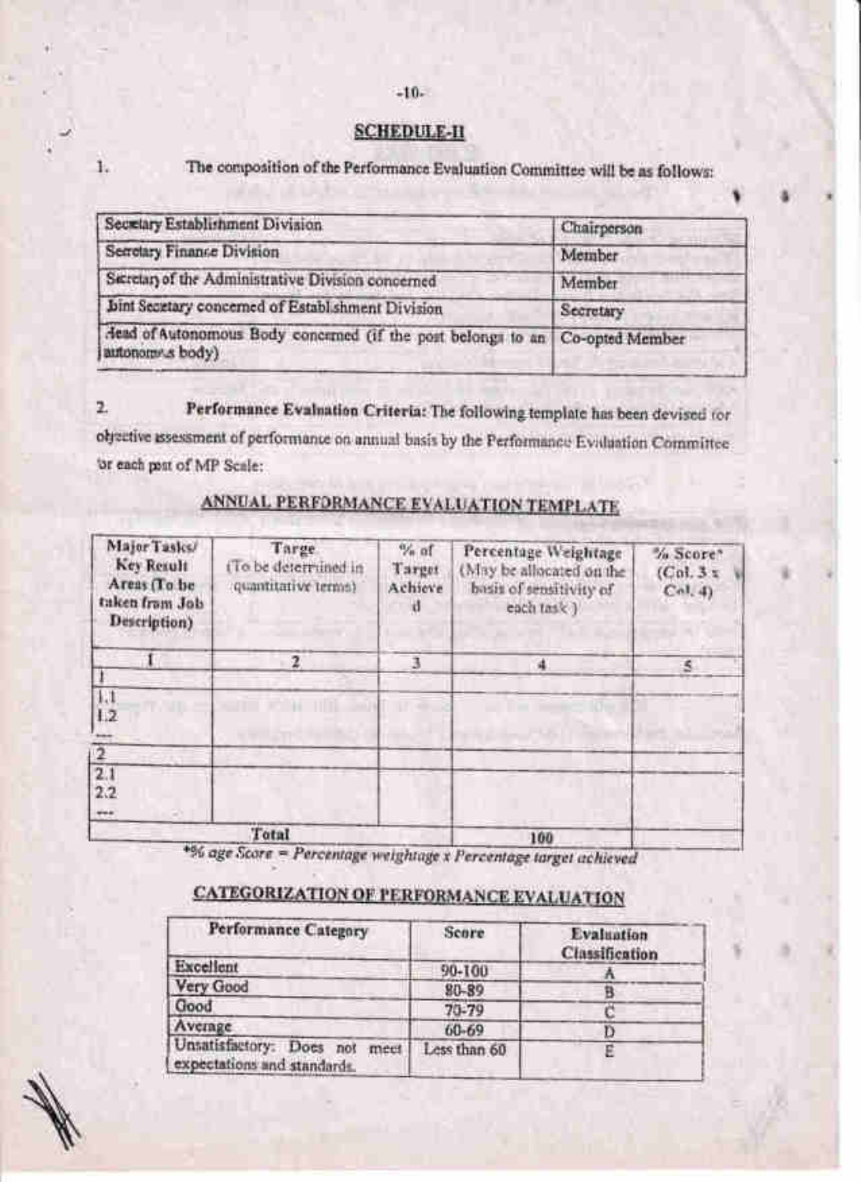## SCHEDULE-II

1. The composition of the Performance Evaluation Committee will be as follows:

| | |
|---|---|
| Secretary Establishment Division | Chairperson |
| Secretary Finance Division | Member |
| Secretary of the Administrative Division concerned | Member |
| Joint Secretary concerned of Establishment Division | Secretary |
| Head of Autonomous Body concerned (if the post belongs to an autonomous body) | Co-opted Member |

2. **Performance Evaluation Criteria:** The following template has been devised for objective assessment of performance on annual basis by the Performance Evaluation Committee for each post of MP Scale:

### ANNUAL PERFORMANCE EVALUATION TEMPLATE

| Major Tasks/ Key Result Areas (To be taken from Job Description) | Targe (To be determined in quantitative terms) | % of Target Achieved | Percentage Weightage (May be allocated on the basis of sensitivity of each task) | % Score* (Col. 3 x Col. 4) |
|---|---|---|---|---|
| 1 | 2 | 3 | 4 | 5 |
| 1 | | | | |
| 1.1<br>1.2<br>--- | | | | |
| 2 | | | | |
| 2.1<br>2.2<br>--- | | | | |
| Total | | | 100 | |

*% age Score = Percentage weightage x Percentage target achieved*

### CATEGORIZATION OF PERFORMANCE EVALUATION

| Performance Category | Score | Evaluation Classification |
|---|---|---|
| Excellent | 90-100 | A |
| Very Good | 80-89 | B |
| Good | 70-79 | C |
| Average | 60-69 | D |
| Unsatisfactory: Does not meet expectations and standards. | Less than 60 | E |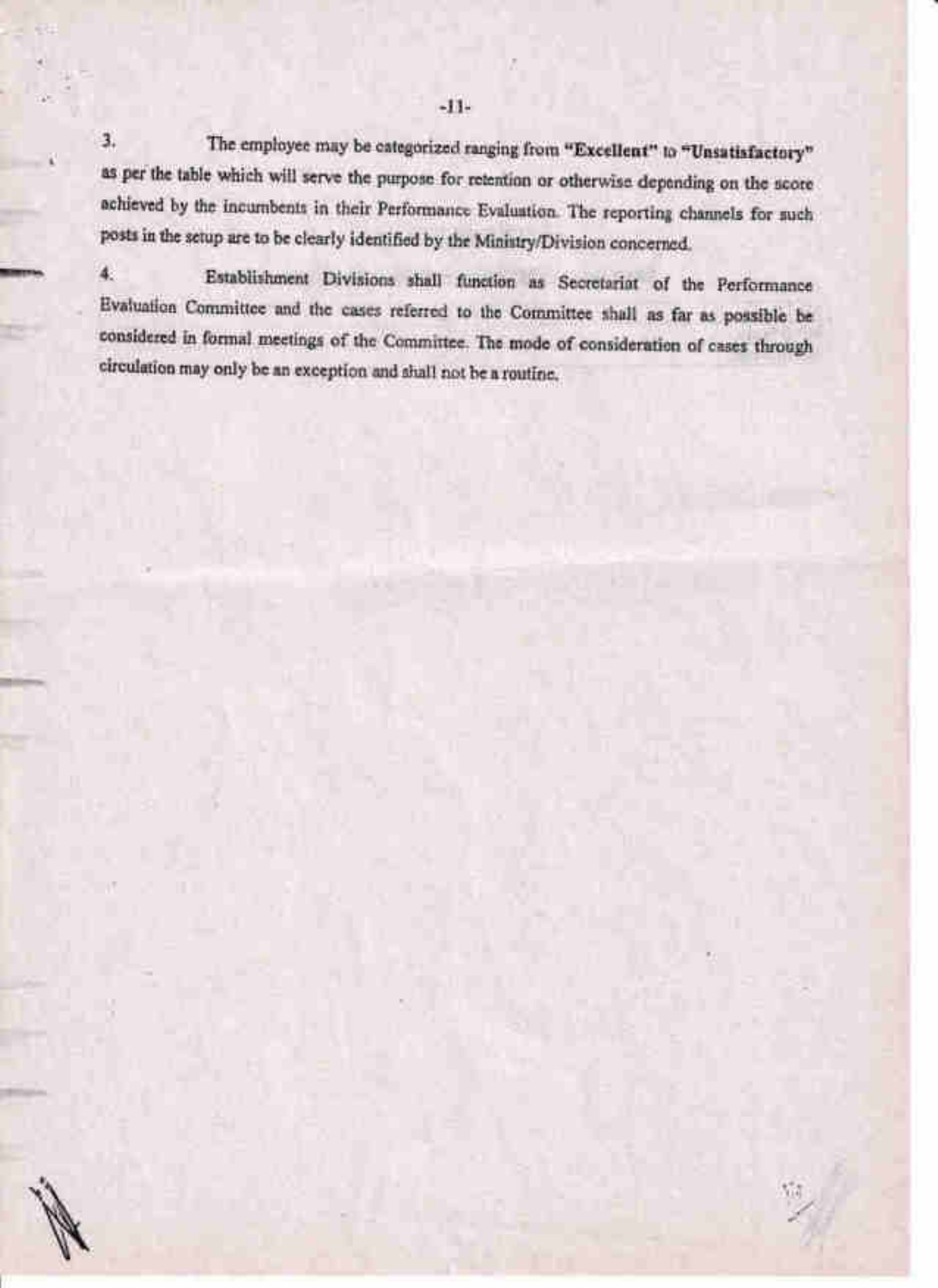3. The employee may be categorized ranging from **"Excellent"** to **"Unsatisfactory"** as per the table which will serve the purpose for retention or otherwise depending on the score achieved by the incumbents in their Performance Evaluation. The reporting channels for such posts in the setup are to be clearly identified by the Ministry/Division concerned.

4. Establishment Divisions shall function as Secretariat of the Performance Evaluation Committee and the cases referred to the Committee shall as far as possible be considered in formal meetings of the Committee. The mode of consideration of cases through circulation may only be an exception and shall not be a routine.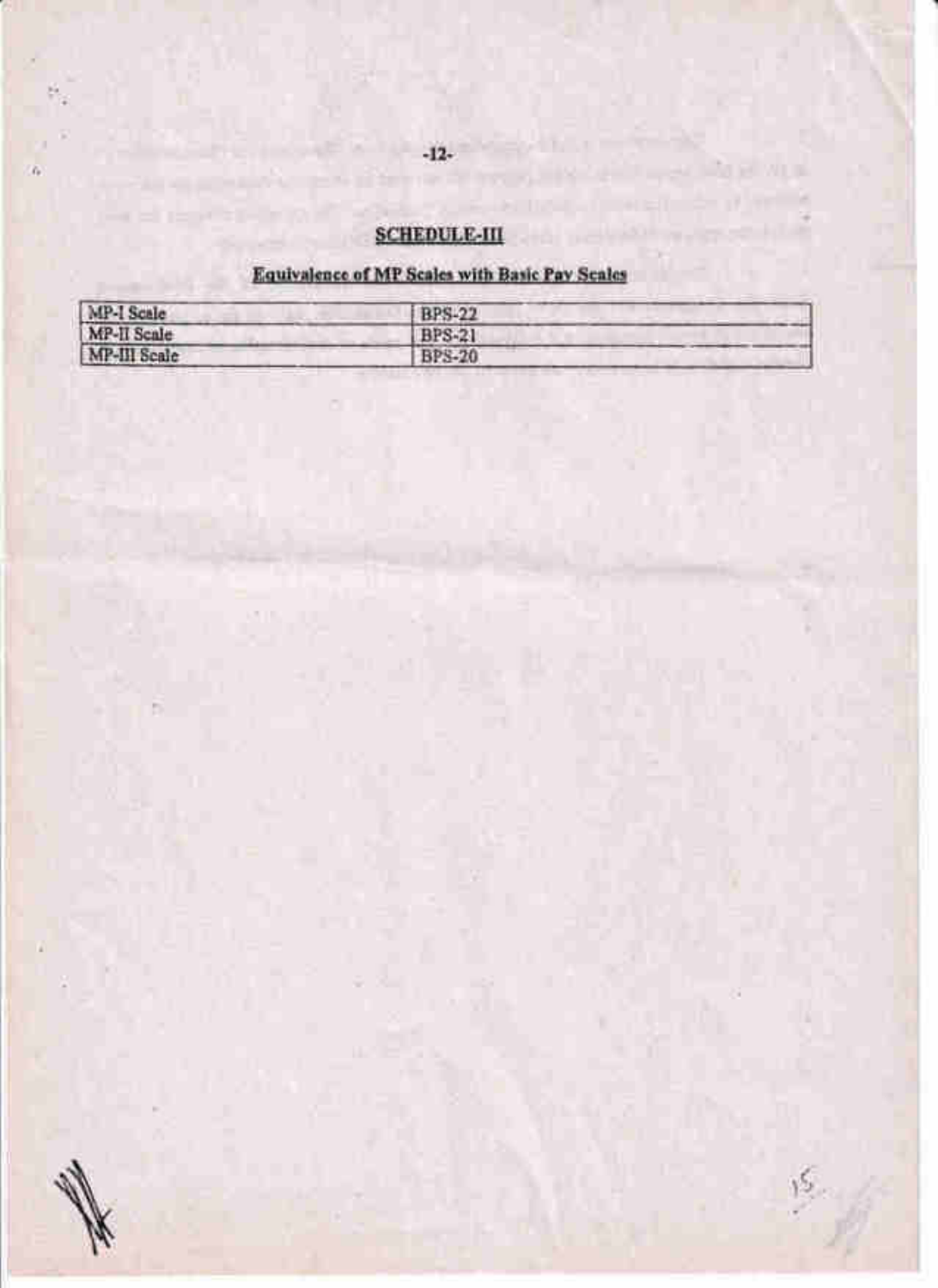## SCHEDULE-III

### Equivalence of MP Scales with Basic Pay Scales

| | |
|---|---|
| MP-I Scale | BPS-22 |
| MP-II Scale | BPS-21 |
| MP-III Scale | BPS-20 |